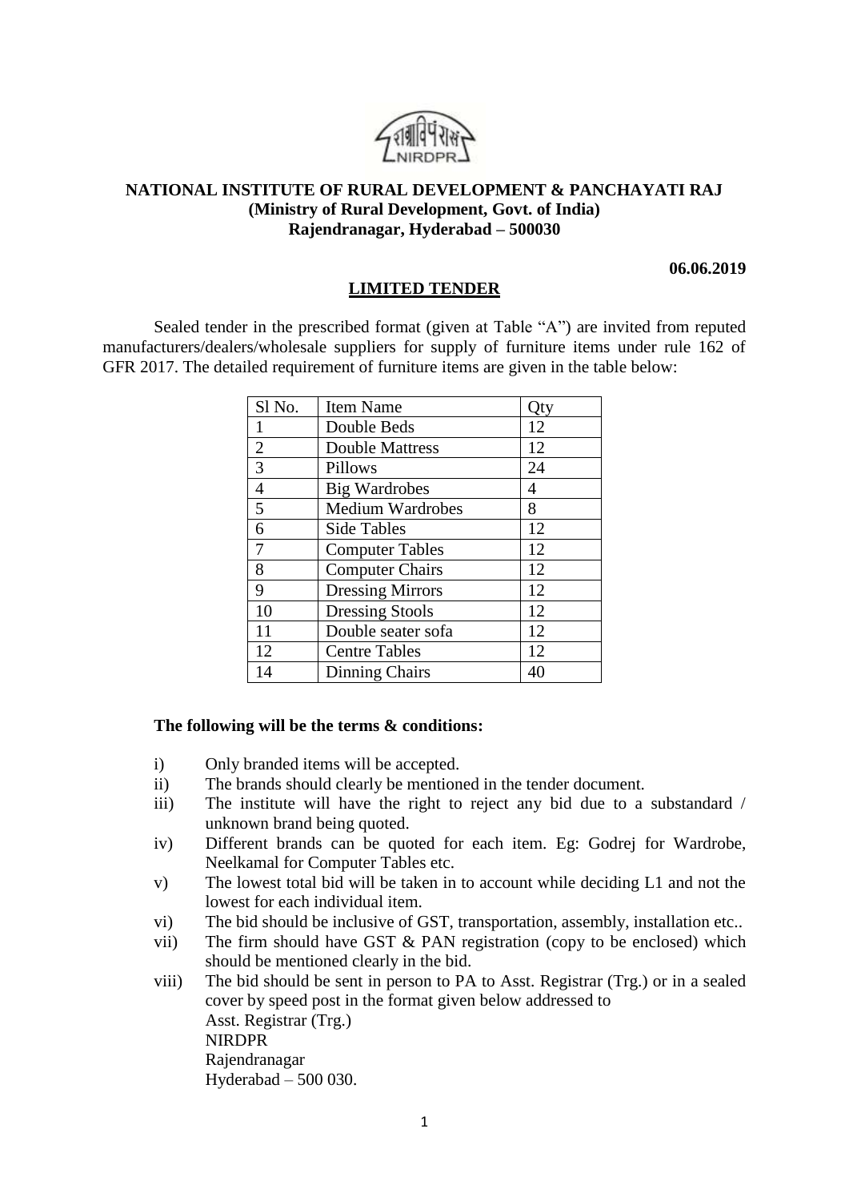**NATIONAL INSTITUTE OF RURAL DEVELOPMENT & PANCHAYATI RAJ**
**(Ministry of Rural Development, Govt. of India)**
**Rajendranagar, Hyderabad – 500030**

**06.06.2019**

## LIMITED TENDER

Sealed tender in the prescribed format (given at Table "A") are invited from reputed manufacturers/dealers/wholesale suppliers for supply of furniture items under rule 162 of GFR 2017. The detailed requirement of furniture items are given in the table below:

| Sl No. | Item Name | Qty |
|---|---|---|
| 1 | Double Beds | 12 |
| 2 | Double Mattress | 12 |
| 3 | Pillows | 24 |
| 4 | Big Wardrobes | 4 |
| 5 | Medium Wardrobes | 8 |
| 6 | Side Tables | 12 |
| 7 | Computer Tables | 12 |
| 8 | Computer Chairs | 12 |
| 9 | Dressing Mirrors | 12 |
| 10 | Dressing Stools | 12 |
| 11 | Double seater sofa | 12 |
| 12 | Centre Tables | 12 |
| 14 | Dinning Chairs | 40 |

**The following will be the terms & conditions:**

i) Only branded items will be accepted.

ii) The brands should clearly be mentioned in the tender document.

iii) The institute will have the right to reject any bid due to a substandard / unknown brand being quoted.

iv) Different brands can be quoted for each item. Eg: Godrej for Wardrobe, Neelkamal for Computer Tables etc.

v) The lowest total bid will be taken in to account while deciding L1 and not the lowest for each individual item.

vi) The bid should be inclusive of GST, transportation, assembly, installation etc..

vii) The firm should have GST & PAN registration (copy to be enclosed) which should be mentioned clearly in the bid.

viii) The bid should be sent in person to PA to Asst. Registrar (Trg.) or in a sealed cover by speed post in the format given below addressed to
Asst. Registrar (Trg.)
NIRDPR
Rajendranagar
Hyderabad – 500 030.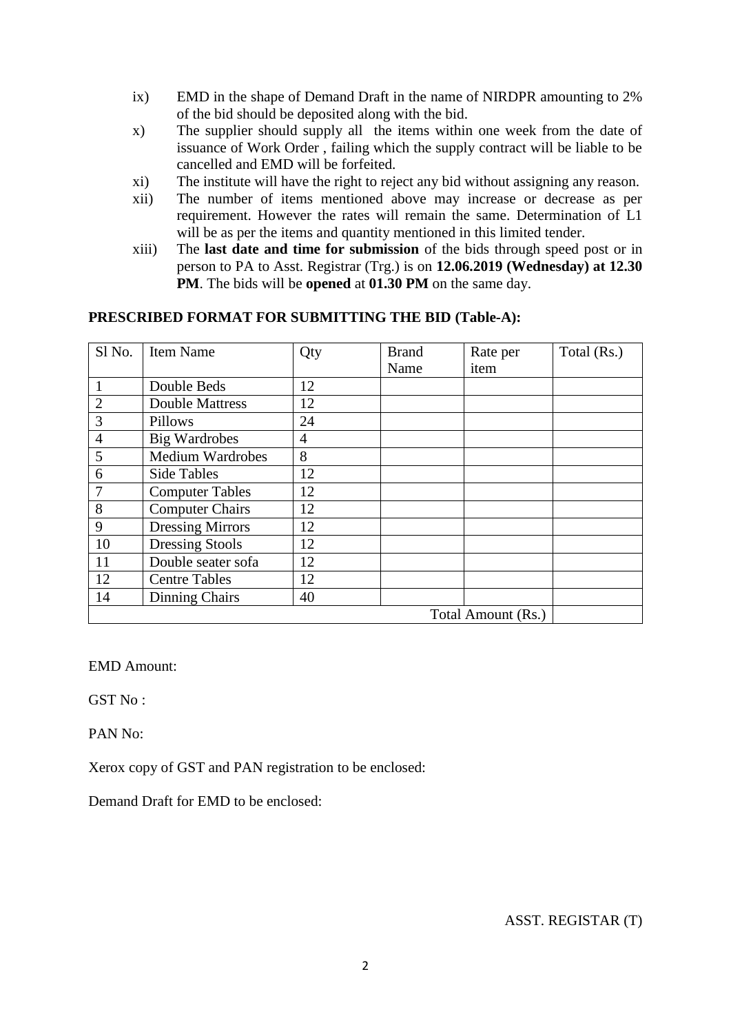ix) EMD in the shape of Demand Draft in the name of NIRDPR amounting to 2% of the bid should be deposited along with the bid.

x) The supplier should supply all the items within one week from the date of issuance of Work Order , failing which the supply contract will be liable to be cancelled and EMD will be forfeited.

xi) The institute will have the right to reject any bid without assigning any reason.

xii) The number of items mentioned above may increase or decrease as per requirement. However the rates will remain the same. Determination of L1 will be as per the items and quantity mentioned in this limited tender.

xiii) The **last date and time for submission** of the bids through speed post or in person to PA to Asst. Registrar (Trg.) is on **12.06.2019 (Wednesday) at 12.30 PM**. The bids will be **opened** at **01.30 PM** on the same day.

**PRESCRIBED FORMAT FOR SUBMITTING THE BID (Table-A):**

| Sl No. | Item Name | Qty | Brand Name | Rate per item | Total (Rs.) |
|---|---|---|---|---|---|
| 1 | Double Beds | 12 | | | |
| 2 | Double Mattress | 12 | | | |
| 3 | Pillows | 24 | | | |
| 4 | Big Wardrobes | 4 | | | |
| 5 | Medium Wardrobes | 8 | | | |
| 6 | Side Tables | 12 | | | |
| 7 | Computer Tables | 12 | | | |
| 8 | Computer Chairs | 12 | | | |
| 9 | Dressing Mirrors | 12 | | | |
| 10 | Dressing Stools | 12 | | | |
| 11 | Double seater sofa | 12 | | | |
| 12 | Centre Tables | 12 | | | |
| 14 | Dinning Chairs | 40 | | | |
| | | | | Total Amount (Rs.) | |

EMD Amount:

GST No :

PAN No:

Xerox copy of GST and PAN registration to be enclosed:

Demand Draft for EMD to be enclosed:

ASST. REGISTAR (T)